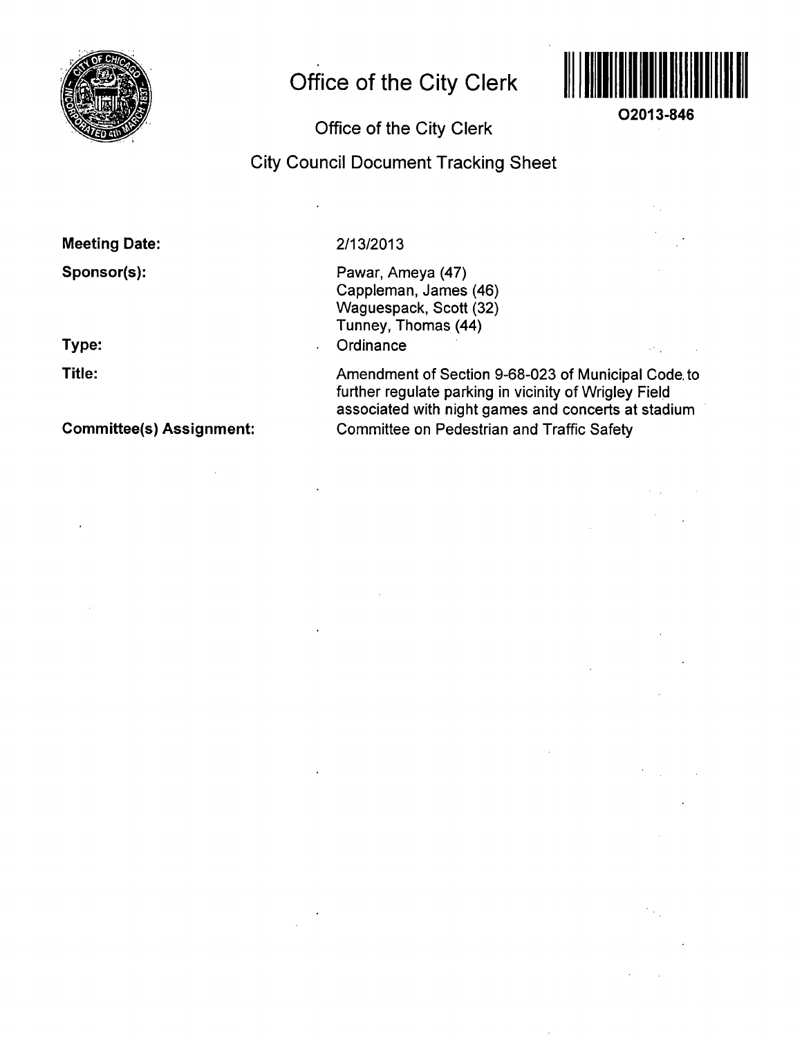# Office of the City Clerk

O2013-846

## Office of the City Clerk

## City Council Document Tracking Sheet

**Meeting Date:** 2/13/2013

**Sponsor(s):**
Pawar, Ameya (47)
Cappleman, James (46)
Waguespack, Scott (32)
Tunney, Thomas (44)

**Type:** Ordinance

**Title:** Amendment of Section 9-68-023 of Municipal Code to further regulate parking in vicinity of Wrigley Field associated with night games and concerts at stadium

**Committee(s) Assignment:** Committee on Pedestrian and Traffic Safety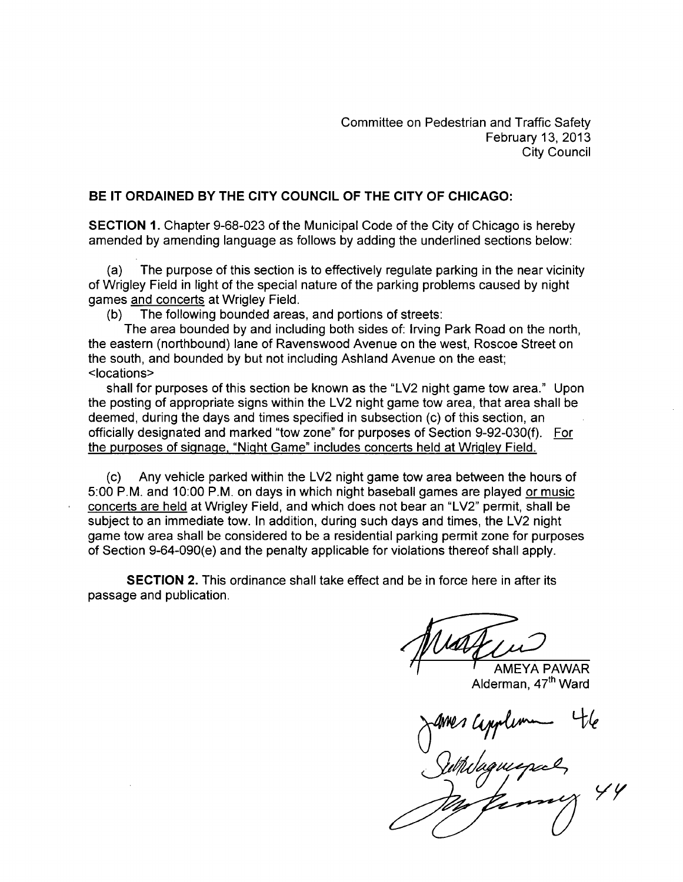Committee on Pedestrian and Traffic Safety
February 13, 2013
City Council

**BE IT ORDAINED BY THE CITY COUNCIL OF THE CITY OF CHICAGO:**

**SECTION 1.** Chapter 9-68-023 of the Municipal Code of the City of Chicago is hereby amended by amending language as follows by adding the underlined sections below:

(a) The purpose of this section is to effectively regulate parking in the near vicinity of Wrigley Field in light of the special nature of the parking problems caused by night games <u>and concerts</u> at Wrigley Field.

(b) The following bounded areas, and portions of streets:

The area bounded by and including both sides of: Irving Park Road on the north, the eastern (northbound) lane of Ravenswood Avenue on the west, Roscoe Street on the south, and bounded by but not including Ashland Avenue on the east;
<locations>

shall for purposes of this section be known as the "LV2 night game tow area." Upon the posting of appropriate signs within the LV2 night game tow area, that area shall be deemed, during the days and times specified in subsection (c) of this section, an officially designated and marked "tow zone" for purposes of Section 9-92-030(f). <u>For the purposes of signage, "Night Game" includes concerts held at Wrigley Field.</u>

(c) Any vehicle parked within the LV2 night game tow area between the hours of 5:00 P.M. and 10:00 P.M. on days in which night baseball games are played <u>or music concerts are held</u> at Wrigley Field, and which does not bear an "LV2" permit, shall be subject to an immediate tow. In addition, during such days and times, the LV2 night game tow area shall be considered to be a residential parking permit zone for purposes of Section 9-64-090(e) and the penalty applicable for violations thereof shall apply.

**SECTION 2.** This ordinance shall take effect and be in force here in after its passage and publication.

AMEYA PAWAR
Alderman, 47th Ward

James Cappleman 46
Tom Tunney 44